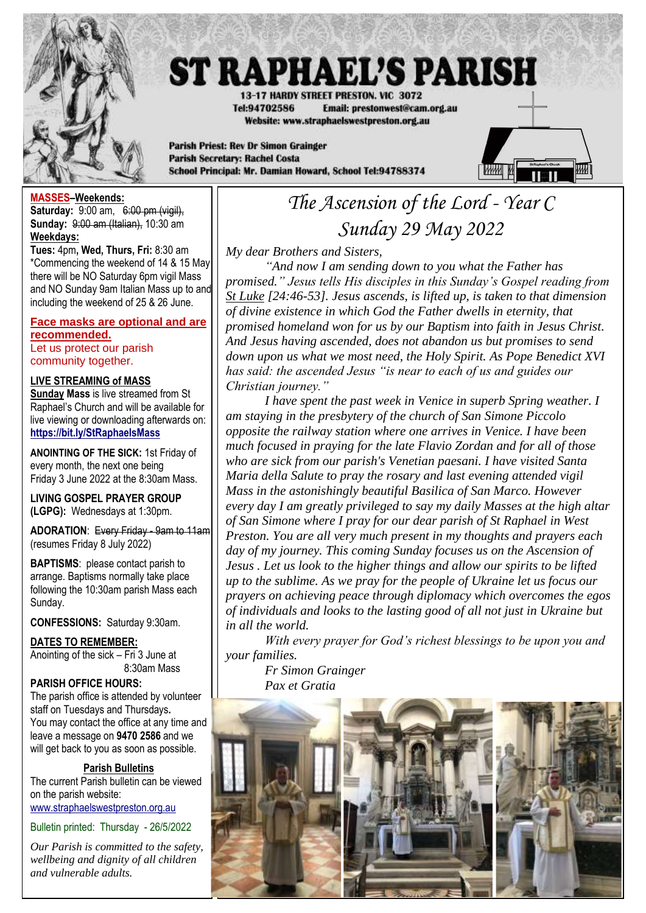# ST RAPHAEL'S PARISH

13-17 HARDY STREET PRESTON. VIC 3072
Tel:94702586 Email: prestonwest@cam.org.au
Website: www.straphaelswestpreston.org.au

Parish Priest: Rev Dr Simon Grainger
Parish Secretary: Rachel Costa
School Principal: Mr. Damian Howard, School Tel:94788374

**MASSES–Weekends:**
**Saturday:** 9:00 am, ~~6:00 pm (vigil),~~
**Sunday:** ~~9:00 am (Italian),~~ 10:30 am
**Weekdays:**
**Tues:** 4pm, **Wed, Thurs, Fri:** 8:30 am
*Commencing the weekend of 14 & 15 May there will be NO Saturday 6pm vigil Mass and NO Sunday 9am Italian Mass up to and including the weekend of 25 & 26 June.

**Face masks are optional and are recommended.**
Let us protect our parish community together.

**LIVE STREAMING of MASS**
**Sunday Mass** is live streamed from St Raphael's Church and will be available for live viewing or downloading afterwards on: **https://bit.ly/StRaphaelsMass**

**ANOINTING OF THE SICK:** 1st Friday of every month, the next one being Friday 3 June 2022 at the 8:30am Mass.

**LIVING GOSPEL PRAYER GROUP (LGPG):** Wednesdays at 1:30pm.

**ADORATION**: ~~Every Friday - 9am to 11am~~ (resumes Friday 8 July 2022)

**BAPTISMS**: please contact parish to arrange. Baptisms normally take place following the 10:30am parish Mass each Sunday.

**CONFESSIONS:** Saturday 9:30am.

**DATES TO REMEMBER:**
Anointing of the sick – Fri 3 June at 8:30am Mass

**PARISH OFFICE HOURS:**
The parish office is attended by volunteer staff on Tuesdays and Thursdays.
You may contact the office at any time and leave a message on **9470 2586** and we will get back to you as soon as possible.

**Parish Bulletins**
The current Parish bulletin can be viewed on the parish website:
www.straphaelswestpreston.org.au

Bulletin printed: Thursday - 26/5/2022

*Our Parish is committed to the safety, wellbeing and dignity of all children and vulnerable adults.*

## The Ascension of the Lord - Year C
## Sunday 29 May 2022

*My dear Brothers and Sisters,*

*"And now I am sending down to you what the Father has promised." Jesus tells His disciples in this Sunday's Gospel reading from St Luke [24:46-53]. Jesus ascends, is lifted up, is taken to that dimension of divine existence in which God the Father dwells in eternity, that promised homeland won for us by our Baptism into faith in Jesus Christ. And Jesus having ascended, does not abandon us but promises to send down upon us what we most need, the Holy Spirit. As Pope Benedict XVI has said: the ascended Jesus "is near to each of us and guides our Christian journey."*

*I have spent the past week in Venice in superb Spring weather. I am staying in the presbytery of the church of San Simone Piccolo opposite the railway station where one arrives in Venice. I have been much focused in praying for the late Flavio Zordan and for all of those who are sick from our parish's Venetian paesani. I have visited Santa Maria della Salute to pray the rosary and last evening attended vigil Mass in the astonishingly beautiful Basilica of San Marco. However every day I am greatly privileged to say my daily Masses at the high altar of San Simone where I pray for our dear parish of St Raphael in West Preston. You are all very much present in my thoughts and prayers each day of my journey. This coming Sunday focuses us on the Ascension of Jesus . Let us look to the higher things and allow our spirits to be lifted up to the sublime. As we pray for the people of Ukraine let us focus our prayers on achieving peace through diplomacy which overcomes the egos of individuals and looks to the lasting good of all not just in Ukraine but in all the world.*

*With every prayer for God's richest blessings to be upon you and your families.*

*Fr Simon Grainger*
*Pax et Gratia*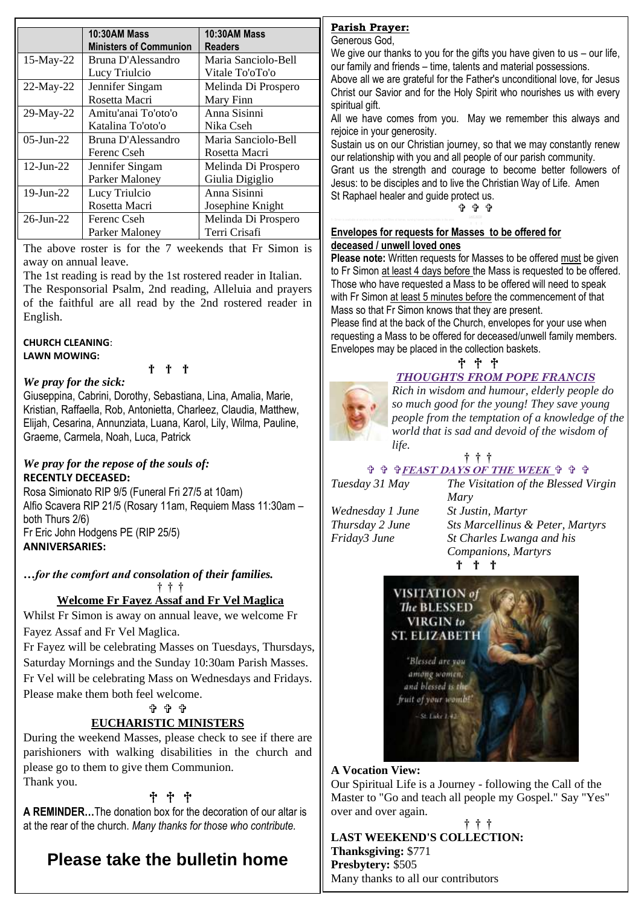| | 10:30AM Mass Ministers of Communion | 10:30AM Mass Readers |
|---|---|---|
| 15-May-22 | Bruna D'Alessandro<br>Lucy Triulcio | Maria Sanciolo-Bell<br>Vitale To'oTo'o |
| 22-May-22 | Jennifer Singam<br>Rosetta Macri | Melinda Di Prospero<br>Mary Finn |
| 29-May-22 | Amitu'anai To'oto'o<br>Katalina To'oto'o | Anna Sisinni<br>Nika Cseh |
| 05-Jun-22 | Bruna D'Alessandro<br>Ferenc Cseh | Maria Sanciolo-Bell<br>Rosetta Macri |
| 12-Jun-22 | Jennifer Singam<br>Parker Maloney | Melinda Di Prospero<br>Giulia Digiglio |
| 19-Jun-22 | Lucy Triulcio<br>Rosetta Macri | Anna Sisinni<br>Josephine Knight |
| 26-Jun-22 | Ferenc Cseh<br>Parker Maloney | Melinda Di Prospero<br>Terri Crisafi |

The above roster is for the 7 weekends that Fr Simon is away on annual leave.
The 1st reading is read by the 1st rostered reader in Italian.
The Responsorial Psalm, 2nd reading, Alleluia and prayers of the faithful are all read by the 2nd rostered reader in English.

**CHURCH CLEANING**:
**LAWN MOWING:**

† † †

*We pray for the sick:*
Giuseppina, Cabrini, Dorothy, Sebastiana, Lina, Amalia, Marie, Kristian, Raffaella, Rob, Antonietta, Charleez, Claudia, Matthew, Elijah, Cesarina, Annunziata, Luana, Karol, Lily, Wilma, Pauline, Graeme, Carmela, Noah, Luca, Patrick

*We pray for the repose of the souls of:*
**RECENTLY DECEASED:**
Rosa Simionato RIP 9/5 (Funeral Fri 27/5 at 10am)
Alfio Scavera RIP 21/5 (Rosary 11am, Requiem Mass 11:30am – both Thurs 2/6)
Fr Eric John Hodgens PE (RIP 25/5)
**ANNIVERSARIES:**

*…for the comfort and consolation of their families.*

† † †

## Welcome Fr Fayez Assaf and Fr Vel Maglica

Whilst Fr Simon is away on annual leave, we welcome Fr Fayez Assaf and Fr Vel Maglica.
Fr Fayez will be celebrating Masses on Tuesdays, Thursdays, Saturday Mornings and the Sunday 10:30am Parish Masses.
Fr Vel will be celebrating Mass on Wednesdays and Fridays.
Please make them both feel welcome.

✞ ✞ ✞

## EUCHARISTIC MINISTERS

During the weekend Masses, please check to see if there are parishioners with walking disabilities in the church and please go to them to give them Communion.
Thank you.

✞ ✞ ✞

**A REMINDER…**The donation box for the decoration of our altar is at the rear of the church. *Many thanks for those who contribute.*

# Please take the bulletin home

**Parish Prayer:**
Generous God,
We give our thanks to you for the gifts you have given to us – our life, our family and friends – time, talents and material possessions.
Above all we are grateful for the Father's unconditional love, for Jesus Christ our Savior and for the Holy Spirit who nourishes us with every spiritual gift.
All we have comes from you. May we remember this always and rejoice in your generosity.
Sustain us on our Christian journey, so that we may constantly renew our relationship with you and all people of our parish community.
Grant us the strength and courage to become better followers of Jesus: to be disciples and to live the Christian Way of Life. Amen
St Raphael healer and guide protect us.

✞ ✞ ✞

## Envelopes for requests for Masses to be offered for deceased / unwell loved ones

**Please note:** Written requests for Masses to be offered must be given to Fr Simon at least 4 days before the Mass is requested to be offered. Those who have requested a Mass to be offered will need to speak with Fr Simon at least 5 minutes before the commencement of that Mass so that Fr Simon knows that they are present.
Please find at the back of the Church, envelopes for your use when requesting a Mass to be offered for deceased/unwell family members. Envelopes may be placed in the collection baskets.

✞ ✞ ✞

## *THOUGHTS FROM POPE FRANCIS*

*Rich in wisdom and humour, elderly people do so much good for the young! They save young people from the temptation of a knowledge of the world that is sad and devoid of the wisdom of life.*

† † †

## ✞ ✞ ✞ *FEAST DAYS OF THE WEEK* ✞ ✞ ✞

| | |
|---|---|
| *Tuesday 31 May* | *The Visitation of the Blessed Virgin Mary* |
| *Wednesday 1 June* | *St Justin, Martyr* |
| *Thursday 2 June* | *Sts Marcellinus & Peter, Martyrs* |
| *Friday3 June* | *St Charles Lwanga and his Companions, Martyrs* |

† † †

**A Vocation View:**
Our Spiritual Life is a Journey - following the Call of the Master to "Go and teach all people my Gospel." Say "Yes" over and over again.

† † †

**LAST WEEKEND'S COLLECTION:**
**Thanksgiving:** $771
**Presbytery:** $505
Many thanks to all our contributors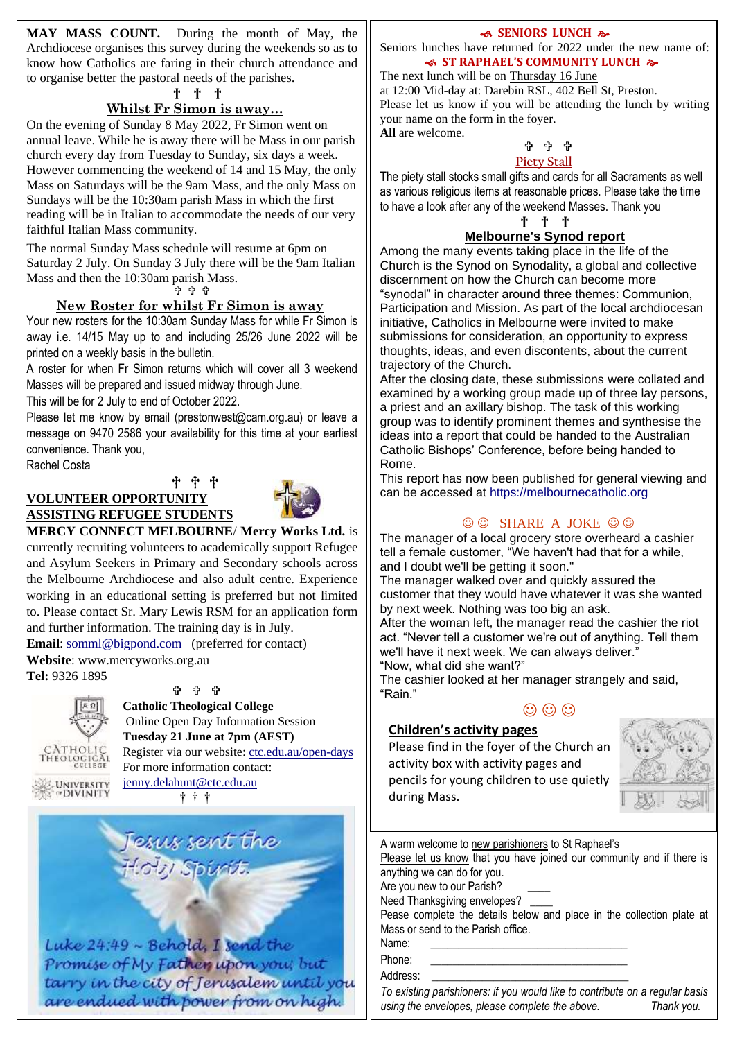**MAY MASS COUNT.** During the month of May, the Archdiocese organises this survey during the weekends so as to know how Catholics are faring in their church attendance and to organise better the pastoral needs of the parishes.

† † †

## Whilst Fr Simon is away...

On the evening of Sunday 8 May 2022, Fr Simon went on annual leave. While he is away there will be Mass in our parish church every day from Tuesday to Sunday, six days a week. However commencing the weekend of 14 and 15 May, the only Mass on Saturdays will be the 9am Mass, and the only Mass on Sundays will be the 10:30am parish Mass in which the first reading will be in Italian to accommodate the needs of our very faithful Italian Mass community.

The normal Sunday Mass schedule will resume at 6pm on Saturday 2 July. On Sunday 3 July there will be the 9am Italian Mass and then the 10:30am parish Mass.

✞ ✞ ✞

## New Roster for whilst Fr Simon is away

Your new rosters for the 10:30am Sunday Mass for while Fr Simon is away i.e. 14/15 May up to and including 25/26 June 2022 will be printed on a weekly basis in the bulletin.

A roster for when Fr Simon returns which will cover all 3 weekend Masses will be prepared and issued midway through June.

This will be for 2 July to end of October 2022.

Please let me know by email (prestonwest@cam.org.au) or leave a message on 9470 2586 your availability for this time at your earliest convenience. Thank you,

Rachel Costa

✞ ✞ ✞

## VOLUNTEER OPPORTUNITY ASSISTING REFUGEE STUDENTS

**MERCY CONNECT MELBOURNE**/ **Mercy Works Ltd.** is currently recruiting volunteers to academically support Refugee and Asylum Seekers in Primary and Secondary schools across the Melbourne Archdiocese and also adult centre. Experience working in an educational setting is preferred but not limited to. Please contact Sr. Mary Lewis RSM for an application form and further information. The training day is in July.

**Email**: somml@bigpond.com (preferred for contact)

**Website**: www.mercyworks.org.au

**Tel:** 9326 1895

✞ ✞ ✞

**Catholic Theological College**

Online Open Day Information Session

**Tuesday 21 June at 7pm (AEST)**

Register via our website: ctc.edu.au/open-days

For more information contact:

jenny.delahunt@ctc.edu.au

† † †

Jesus sent the Holy Spirit.

Luke 24:49 ~ Behold, I send the Promise of My Father upon you; but tarry in the city of Jerusalem until you are endued with power from on high.

## SENIORS LUNCH

Seniors lunches have returned for 2022 under the new name of:

**ST RAPHAEL'S COMMUNITY LUNCH**

The next lunch will be on Thursday 16 June at 12:00 Mid-day at: Darebin RSL, 402 Bell St, Preston.

Please let us know if you will be attending the lunch by writing your name on the form in the foyer.

**All** are welcome.

✞ ✞ ✞

## Piety Stall

The piety stall stocks small gifts and cards for all Sacraments as well as various religious items at reasonable prices. Please take the time to have a look after any of the weekend Masses. Thank you

† † †

## Melbourne's Synod report

Among the many events taking place in the life of the Church is the Synod on Synodality, a global and collective discernment on how the Church can become more "synodal" in character around three themes: Communion, Participation and Mission. As part of the local archdiocesan initiative, Catholics in Melbourne were invited to make submissions for consideration, an opportunity to express thoughts, ideas, and even discontents, about the current trajectory of the Church.

After the closing date, these submissions were collated and examined by a working group made up of three lay persons, a priest and an axillary bishop. The task of this working group was to identify prominent themes and synthesise the ideas into a report that could be handed to the Australian Catholic Bishops' Conference, before being handed to Rome.

This report has now been published for general viewing and can be accessed at https://melbournecatholic.org

## ☺☺ SHARE A JOKE ☺☺

The manager of a local grocery store overheard a cashier tell a female customer, "We haven't had that for a while, and I doubt we'll be getting it soon."

The manager walked over and quickly assured the customer that they would have whatever it was she wanted by next week. Nothing was too big an ask.

After the woman left, the manager read the cashier the riot act. "Never tell a customer we're out of anything. Tell them we'll have it next week. We can always deliver."

"Now, what did she want?"

The cashier looked at her manager strangely and said, "Rain."

☺ ☺ ☺

## Children's activity pages

Please find in the foyer of the Church an activity box with activity pages and pencils for young children to use quietly during Mass.

A warm welcome to new parishioners to St Raphael's

Please let us know that you have joined our community and if there is anything we can do for you.

Are you new to our Parish? ____

Need Thanksgiving envelopes? ____

Pease complete the details below and place in the collection plate at Mass or send to the Parish office.

Name: ________________________________

Phone: ________________________________

Address: ________________________________

*To existing parishioners: if you would like to contribute on a regular basis using the envelopes, please complete the above. Thank you.*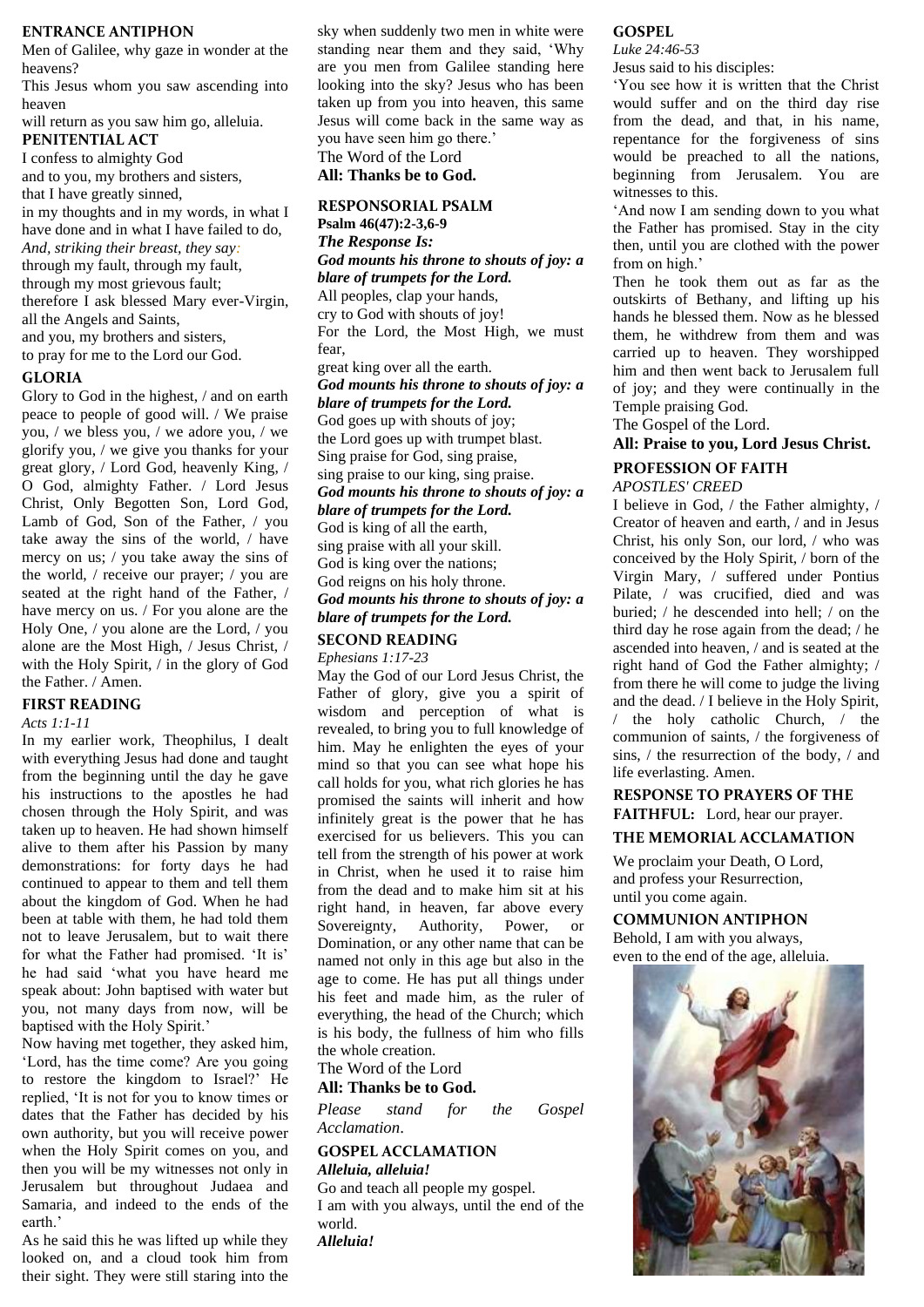## ENTRANCE ANTIPHON

Men of Galilee, why gaze in wonder at the heavens?
This Jesus whom you saw ascending into heaven
will return as you saw him go, alleluia.

## PENITENTIAL ACT

I confess to almighty God
and to you, my brothers and sisters,
that I have greatly sinned,
in my thoughts and in my words, in what I have done and in what I have failed to do,
*And, striking their breast, they say:*
through my fault, through my fault,
through my most grievous fault;
therefore I ask blessed Mary ever-Virgin,
all the Angels and Saints,
and you, my brothers and sisters,
to pray for me to the Lord our God.

## GLORIA

Glory to God in the highest, / and on earth peace to people of good will. / We praise you, / we bless you, / we adore you, / we glorify you, / we give you thanks for your great glory, / Lord God, heavenly King, / O God, almighty Father. / Lord Jesus Christ, Only Begotten Son, Lord God, Lamb of God, Son of the Father, / you take away the sins of the world, / have mercy on us; / you take away the sins of the world, / receive our prayer; / you are seated at the right hand of the Father, / have mercy on us. / For you alone are the Holy One, / you alone are the Lord, / you alone are the Most High, / Jesus Christ, / with the Holy Spirit, / in the glory of God the Father. / Amen.

## FIRST READING

*Acts 1:1-11*

In my earlier work, Theophilus, I dealt with everything Jesus had done and taught from the beginning until the day he gave his instructions to the apostles he had chosen through the Holy Spirit, and was taken up to heaven. He had shown himself alive to them after his Passion by many demonstrations: for forty days he had continued to appear to them and tell them about the kingdom of God. When he had been at table with them, he had told them not to leave Jerusalem, but to wait there for what the Father had promised. 'It is' he had said 'what you have heard me speak about: John baptised with water but you, not many days from now, will be baptised with the Holy Spirit.'

Now having met together, they asked him, 'Lord, has the time come? Are you going to restore the kingdom to Israel?' He replied, 'It is not for you to know times or dates that the Father has decided by his own authority, but you will receive power when the Holy Spirit comes on you, and then you will be my witnesses not only in Jerusalem but throughout Judaea and Samaria, and indeed to the ends of the earth.'

As he said this he was lifted up while they looked on, and a cloud took him from their sight. They were still staring into the sky when suddenly two men in white were standing near them and they said, 'Why are you men from Galilee standing here looking into the sky? Jesus who has been taken up from you into heaven, this same Jesus will come back in the same way as you have seen him go there.'

The Word of the Lord

**All: Thanks be to God.**

## RESPONSORIAL PSALM

**Psalm 46(47):2-3,6-9**

***The Response Is:***

***God mounts his throne to shouts of joy: a blare of trumpets for the Lord.***

All peoples, clap your hands,
cry to God with shouts of joy!
For the Lord, the Most High, we must fear,
great king over all the earth.

***God mounts his throne to shouts of joy: a blare of trumpets for the Lord.***

God goes up with shouts of joy;
the Lord goes up with trumpet blast.
Sing praise for God, sing praise,
sing praise to our king, sing praise.

***God mounts his throne to shouts of joy: a blare of trumpets for the Lord.***

God is king of all the earth,
sing praise with all your skill.
God is king over the nations;
God reigns on his holy throne.

***God mounts his throne to shouts of joy: a blare of trumpets for the Lord.***

## SECOND READING

*Ephesians 1:17-23*

May the God of our Lord Jesus Christ, the Father of glory, give you a spirit of wisdom and perception of what is revealed, to bring you to full knowledge of him. May he enlighten the eyes of your mind so that you can see what hope his call holds for you, what rich glories he has promised the saints will inherit and how infinitely great is the power that he has exercised for us believers. This you can tell from the strength of his power at work in Christ, when he used it to raise him from the dead and to make him sit at his right hand, in heaven, far above every Sovereignty, Authority, Power, or Domination, or any other name that can be named not only in this age but also in the age to come. He has put all things under his feet and made him, as the ruler of everything, the head of the Church; which is his body, the fullness of him who fills the whole creation.

The Word of the Lord

**All: Thanks be to God.**

*Please stand for the Gospel Acclamation.*

## GOSPEL ACCLAMATION

***Alleluia, alleluia!***

Go and teach all people my gospel.
I am with you always, until the end of the world.

***Alleluia!***

## GOSPEL

*Luke 24:46-53*

Jesus said to his disciples:

'You see how it is written that the Christ would suffer and on the third day rise from the dead, and that, in his name, repentance for the forgiveness of sins would be preached to all the nations, beginning from Jerusalem. You are witnesses to this.

'And now I am sending down to you what the Father has promised. Stay in the city then, until you are clothed with the power from on high.'

Then he took them out as far as the outskirts of Bethany, and lifting up his hands he blessed them. Now as he blessed them, he withdrew from them and was carried up to heaven. They worshipped him and then went back to Jerusalem full of joy; and they were continually in the Temple praising God.

The Gospel of the Lord.

**All: Praise to you, Lord Jesus Christ.**

## PROFESSION OF FAITH

*APOSTLES' CREED*

I believe in God, / the Father almighty, / Creator of heaven and earth, / and in Jesus Christ, his only Son, our lord, / who was conceived by the Holy Spirit, / born of the Virgin Mary, / suffered under Pontius Pilate, / was crucified, died and was buried; / he descended into hell; / on the third day he rose again from the dead; / he ascended into heaven, / and is seated at the right hand of God the Father almighty; / from there he will come to judge the living and the dead. / I believe in the Holy Spirit, / the holy catholic Church, / the communion of saints, / the forgiveness of sins, / the resurrection of the body, / and life everlasting. Amen.

## RESPONSE TO PRAYERS OF THE FAITHFUL:

Lord, hear our prayer.

## THE MEMORIAL ACCLAMATION

We proclaim your Death, O Lord,
and profess your Resurrection,
until you come again.

## COMMUNION ANTIPHON

Behold, I am with you always,
even to the end of the age, alleluia.